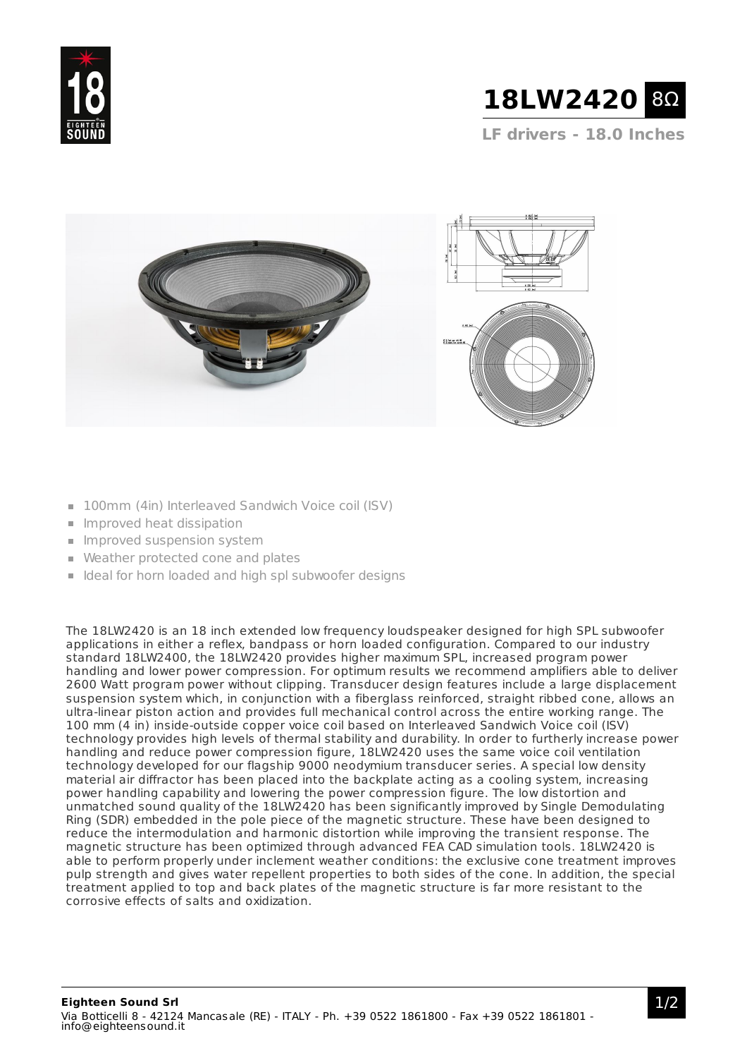# 18LW2420 8Ω

**LF drivers - 18.0 Inches**

- 100mm (4in) Interleaved Sandwich Voice coil (ISV)
- Improved heat dissipation
- Improved suspension system
- Weather protected cone and plates
- Ideal for horn loaded and high spl subwoofer designs

The 18LW2420 is an 18 inch extended low frequency loudspeaker designed for high SPL subwoofer applications in either a reflex, bandpass or horn loaded configuration. Compared to our industry standard 18LW2400, the 18LW2420 provides higher maximum SPL, increased program power handling and lower power compression. For optimum results we recommend amplifiers able to deliver 2600 Watt program power without clipping. Transducer design features include a large displacement suspension system which, in conjunction with a fiberglass reinforced, straight ribbed cone, allows an ultra-linear piston action and provides full mechanical control across the entire working range. The 100 mm (4 in) inside-outside copper voice coil based on Interleaved Sandwich Voice coil (ISV) technology provides high levels of thermal stability and durability. In order to further increase power handling and reduce power compression figure, 18LW2420 uses the same voice coil ventilation technology developed for our flagship 9000 neodymium transducer series. A special low density material air diffractor has been placed into the backplate acting as a cooling system, increasing power handling capability and lowering the power compression figure. The low distortion and unmatched sound quality of the 18LW2420 has been significantly improved by Single Demodulating Ring (SDR) embedded in the pole piece of the magnetic structure. These have been designed to reduce the intermodulation and harmonic distortion while improving the transient response. The magnetic structure has been optimized through advanced FEA CAD simulation tools. 18LW2420 is able to perform properly under inclement weather conditions: the exclusive cone treatment improves pulp strength and gives water repellent properties to both sides of the cone. In addition, the special treatment applied to top and back plates of the magnetic structure is far more resistant to the corrosive effects of salts and oxidization.

**Eighteen Sound Srl**
Via Botticelli 8 - 42124 Mancasale (RE) - ITALY - Ph. +39 0522 1861800 - Fax +39 0522 1861801 - info@eighteensound.it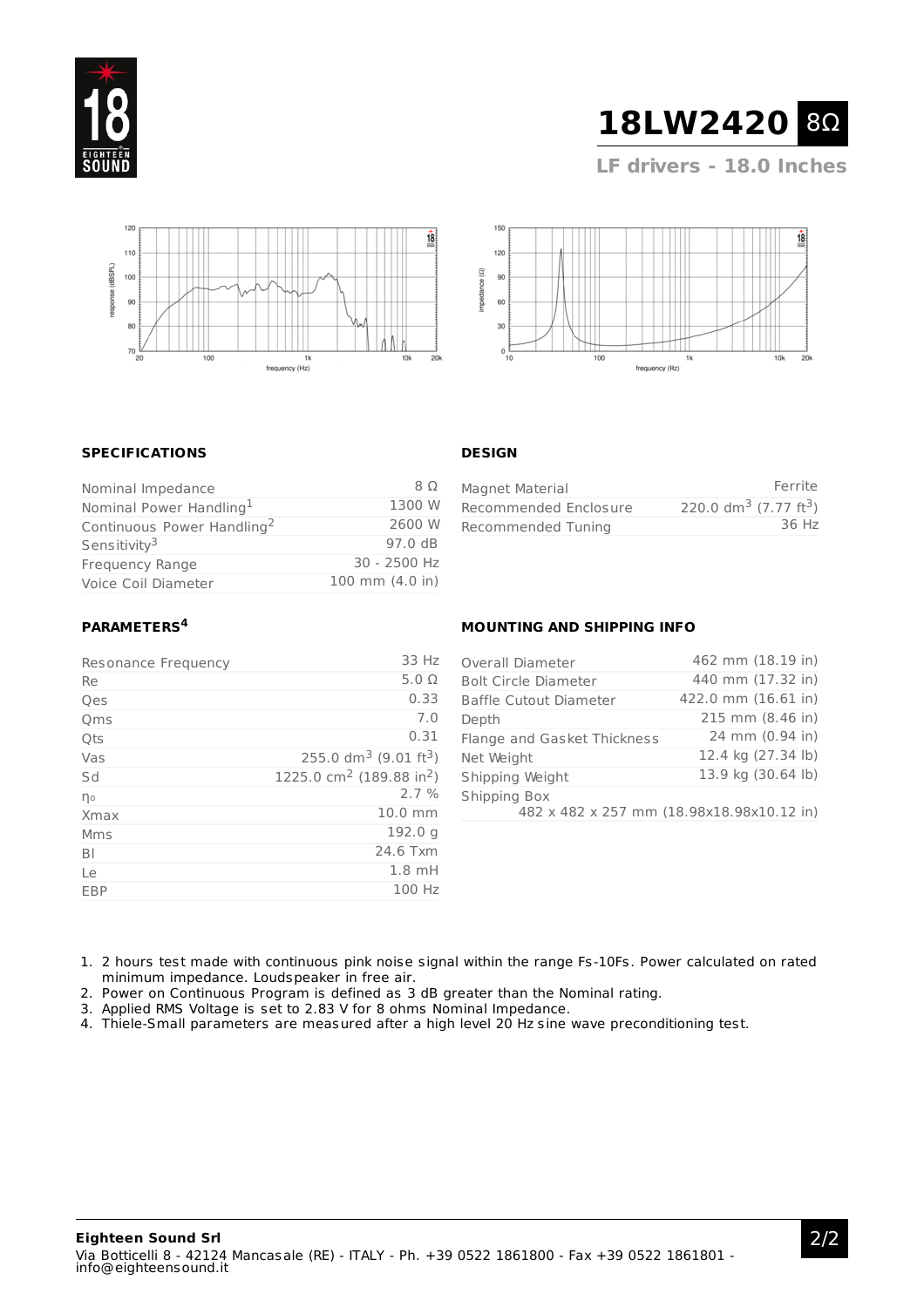# 18LW2420 8Ω

## LF drivers - 18.0 Inches

120
110
100
90
80
70
response (dBSPL)
20
100
1k
10k
20k
frequency (Hz)

150
120
90
60
30
0
impedance (Ω)
10
100
1k
10k
20k
frequency (Hz)

### SPECIFICATIONS

| | |
|---|---|
| Nominal Impedance | 8 Ω |
| Nominal Power Handling[1] | 1300 W |
| Continuous Power Handling[2] | 2600 W |
| Sensitivity[3] | 97.0 dB |
| Frequency Range | 30 - 2500 Hz |
| Voice Coil Diameter | 100 mm (4.0 in) |

### DESIGN

| | |
|---|---|
| Magnet Material | Ferrite |
| Recommended Enclosure | 220.0 $dm^3$ (7.77 $ft^3$) |
| Recommended Tuning | 36 Hz |

### PARAMETERS[4]

| | |
|---|---|
| Resonance Frequency | 33 Hz |
| Re | 5.0 Ω |
| Qes | 0.33 |
| Qms | 7.0 |
| Qts | 0.31 |
| Vas | 255.0 $dm^3$ (9.01 $ft^3$) |
| Sd | 1225.0 $cm^2$ (189.88 $in^2$) |
| $\eta_0$ | 2.7 % |
| Xmax | 10.0 mm |
| Mms | 192.0 g |
| Bl | 24.6 Txm |
| Le | 1.8 mH |
| EBP | 100 Hz |

### MOUNTING AND SHIPPING INFO

| | |
|---|---|
| Overall Diameter | 462 mm (18.19 in) |
| Bolt Circle Diameter | 440 mm (17.32 in) |
| Baffle Cutout Diameter | 422.0 mm (16.61 in) |
| Depth | 215 mm (8.46 in) |
| Flange and Gasket Thickness | 24 mm (0.94 in) |
| Net Weight | 12.4 kg (27.34 lb) |
| Shipping Weight | 13.9 kg (30.64 lb) |
| Shipping Box | 482 x 482 x 257 mm (18.98x18.98x10.12 in) |

1. 2 hours test made with continuous pink noise signal within the range Fs-10Fs. Power calculated on rated minimum impedance. Loudspeaker in free air.
2. Power on Continuous Program is defined as 3 dB greater than the Nominal rating.
3. Applied RMS Voltage is set to 2.83 V for 8 ohms Nominal Impedance.
4. Thiele-Small parameters are measured after a high level 20 Hz sine wave preconditioning test.

**Eighteen Sound Srl**
Via Botticelli 8 - 42124 Mancasale (RE) - ITALY - Ph. +39 0522 1861800 - Fax +39 0522 1861801 - info@eighteensound.it